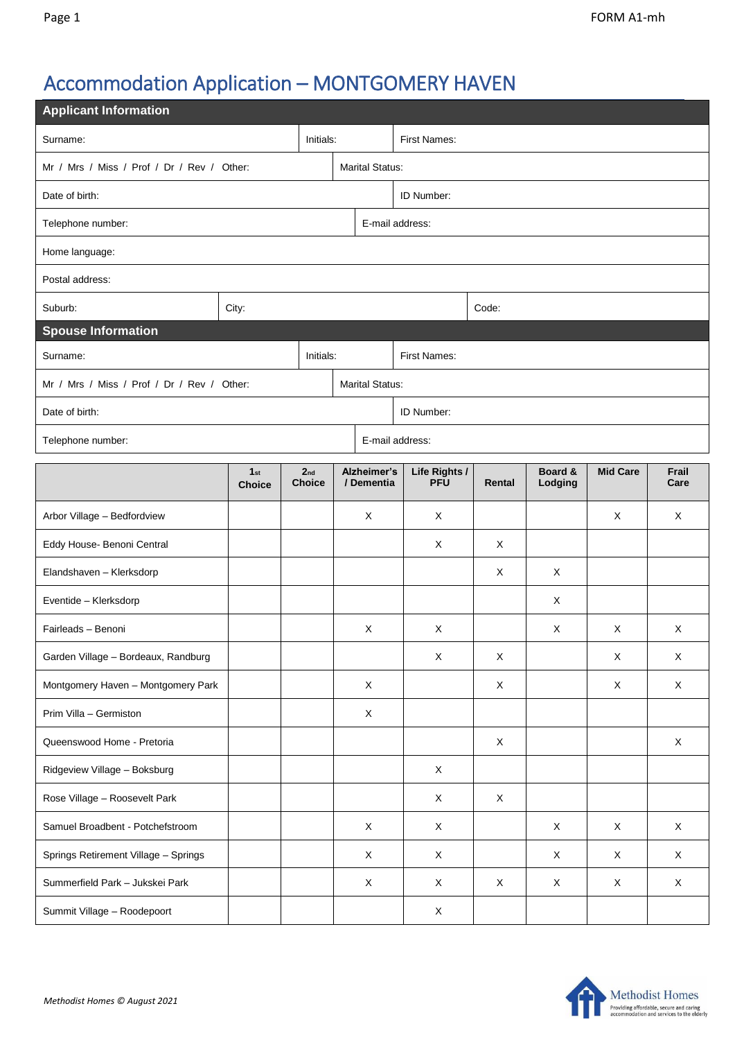# Accommodation Application – MONTGOMERY HAVEN

## Applicant Information

| Surname: | Initials: | First Names: |
|---|---|---|
| Mr / Mrs / Miss / Prof / Dr / Rev / Other: | Marital Status: | |
| Date of birth: | ID Number: | |
| Telephone number: | E-mail address: | |
| Home language: | | |
| Postal address: | | |
| Suburb: | City: | Code: |

## Spouse Information

| Surname: | Initials: | First Names: |
|---|---|---|
| Mr / Mrs / Miss / Prof / Dr / Rev / Other: | Marital Status: | |
| Date of birth: | ID Number: | |
| Telephone number: | E-mail address: | |

| | 1st Choice | 2nd Choice | Alzheimer's / Dementia | Life Rights / PFU | Rental | Board & Lodging | Mid Care | Frail Care |
|---|---|---|---|---|---|---|---|---|
| Arbor Village – Bedfordview | | | X | X | | | X | X |
| Eddy House- Benoni Central | | | | X | X | | | |
| Elandshaven – Klerksdorp | | | | | X | X | | |
| Eventide – Klerksdorp | | | | | | X | | |
| Fairleads – Benoni | | | X | X | | X | X | X |
| Garden Village – Bordeaux, Randburg | | | | X | X | | X | X |
| Montgomery Haven – Montgomery Park | | | X | | X | | X | X |
| Prim Villa – Germiston | | | X | | | | | |
| Queenswood Home - Pretoria | | | | | X | | | X |
| Ridgeview Village – Boksburg | | | | X | | | | |
| Rose Village – Roosevelt Park | | | | X | X | | | |
| Samuel Broadbent - Potchefstroom | | | X | X | | X | X | X |
| Springs Retirement Village – Springs | | | X | X | | X | X | X |
| Summerfield Park – Jukskei Park | | | X | X | X | X | X | X |
| Summit Village – Roodepoort | | | | X | | | | |

*Methodist Homes © August 2021*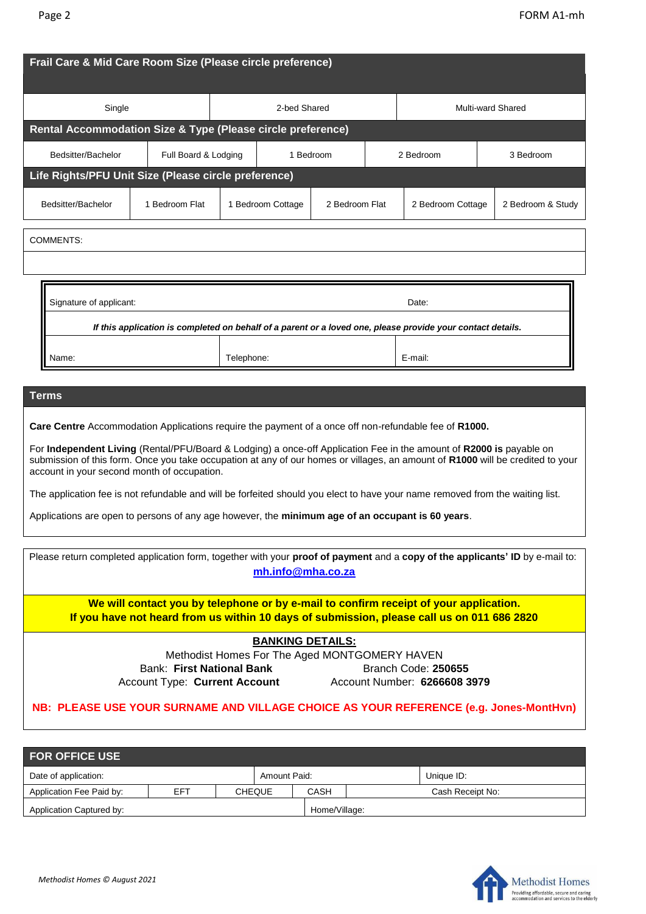## Frail Care & Mid Care Room Size (Please circle preference)

| Single | 2-bed Shared | Multi-ward Shared |
|---|---|---|

## Rental Accommodation Size & Type (Please circle preference)

| Bedsitter/Bachelor | Full Board & Lodging | 1 Bedroom | 2 Bedroom | 3 Bedroom |
|---|---|---|---|---|

## Life Rights/PFU Unit Size (Please circle preference)

| Bedsitter/Bachelor | 1 Bedroom Flat | 1 Bedroom Cottage | 2 Bedroom Flat | 2 Bedroom Cottage | 2 Bedroom & Study |
|---|---|---|---|---|---|

COMMENTS:

| Signature of applicant: | | Date: |
|---|---|---|
| ***If this application is completed on behalf of a parent or a loved one, please provide your contact details.*** | | |
| Name: | Telephone: | E-mail: |

## Terms

**Care Centre** Accommodation Applications require the payment of a once off non-refundable fee of **R1000.**

For **Independent Living** (Rental/PFU/Board & Lodging) a once-off Application Fee in the amount of **R2000 is** payable on submission of this form. Once you take occupation at any of our homes or villages, an amount of **R1000** will be credited to your account in your second month of occupation.

The application fee is not refundable and will be forfeited should you elect to have your name removed from the waiting list.

Applications are open to persons of any age however, the **minimum age of an occupant is 60 years**.

Please return completed application form, together with your **proof of payment** and a **copy of the applicants' ID** by e-mail to: **mh.info@mha.co.za**

**We will contact you by telephone or by e-mail to confirm receipt of your application.**
**If you have not heard from us within 10 days of submission, please call us on 011 686 2820**

**BANKING DETAILS:**

Methodist Homes For The Aged MONTGOMERY HAVEN

Bank: **First National Bank** Branch Code: **250655**

Account Type: **Current Account** Account Number: **6266608 3979**

**NB: PLEASE USE YOUR SURNAME AND VILLAGE CHOICE AS YOUR REFERENCE (e.g. Jones-MontHvn)**

## FOR OFFICE USE

| Date of application: | | | Amount Paid: | | Unique ID: |
|---|---|---|---|---|---|
| Application Fee Paid by: | EFT | CHEQUE | CASH | | Cash Receipt No: |
| Application Captured by: | | | Home/Village: | | |

*Methodist Homes © August 2021*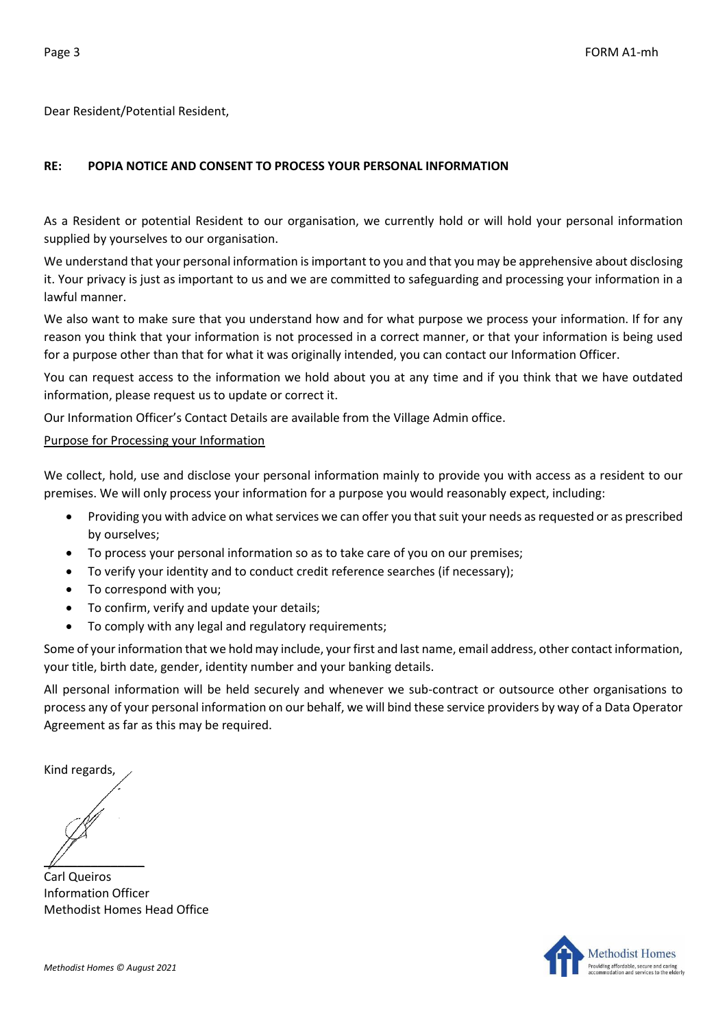Dear Resident/Potential Resident,

**RE: POPIA NOTICE AND CONSENT TO PROCESS YOUR PERSONAL INFORMATION**

As a Resident or potential Resident to our organisation, we currently hold or will hold your personal information supplied by yourselves to our organisation.

We understand that your personal information is important to you and that you may be apprehensive about disclosing it. Your privacy is just as important to us and we are committed to safeguarding and processing your information in a lawful manner.

We also want to make sure that you understand how and for what purpose we process your information. If for any reason you think that your information is not processed in a correct manner, or that your information is being used for a purpose other than that for what it was originally intended, you can contact our Information Officer.

You can request access to the information we hold about you at any time and if you think that we have outdated information, please request us to update or correct it.

Our Information Officer's Contact Details are available from the Village Admin office.

<u>Purpose for Processing your Information</u>

We collect, hold, use and disclose your personal information mainly to provide you with access as a resident to our premises. We will only process your information for a purpose you would reasonably expect, including:

- Providing you with advice on what services we can offer you that suit your needs as requested or as prescribed by ourselves;
- To process your personal information so as to take care of you on our premises;
- To verify your identity and to conduct credit reference searches (if necessary);
- To correspond with you;
- To confirm, verify and update your details;
- To comply with any legal and regulatory requirements;

Some of your information that we hold may include, your first and last name, email address, other contact information, your title, birth date, gender, identity number and your banking details.

All personal information will be held securely and whenever we sub-contract or outsource other organisations to process any of your personal information on our behalf, we will bind these service providers by way of a Data Operator Agreement as far as this may be required.

Kind regards,

Carl Queiros
Information Officer
Methodist Homes Head Office

*Methodist Homes © August 2021*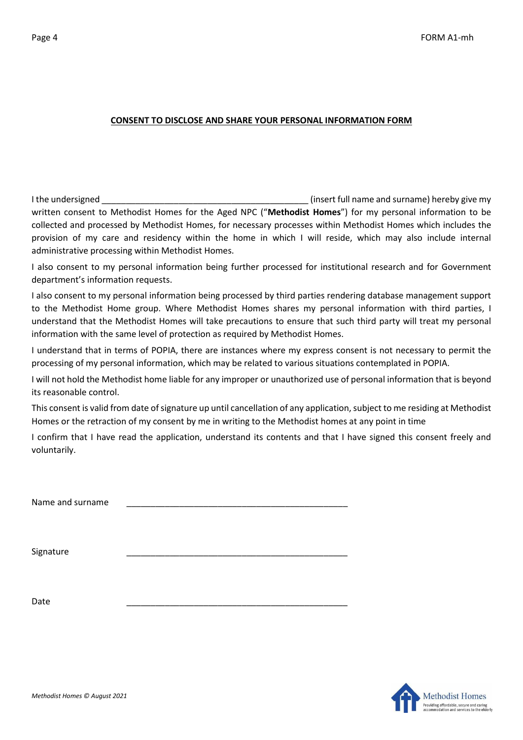**CONSENT TO DISCLOSE AND SHARE YOUR PERSONAL INFORMATION FORM**

I the undersigned ____________________________________________ (insert full name and surname) hereby give my written consent to Methodist Homes for the Aged NPC ("**Methodist Homes**") for my personal information to be collected and processed by Methodist Homes, for necessary processes within Methodist Homes which includes the provision of my care and residency within the home in which I will reside, which may also include internal administrative processing within Methodist Homes.

I also consent to my personal information being further processed for institutional research and for Government department's information requests.

I also consent to my personal information being processed by third parties rendering database management support to the Methodist Home group. Where Methodist Homes shares my personal information with third parties, I understand that the Methodist Homes will take precautions to ensure that such third party will treat my personal information with the same level of protection as required by Methodist Homes.

I understand that in terms of POPIA, there are instances where my express consent is not necessary to permit the processing of my personal information, which may be related to various situations contemplated in POPIA.

I will not hold the Methodist home liable for any improper or unauthorized use of personal information that is beyond its reasonable control.

This consent is valid from date of signature up until cancellation of any application, subject to me residing at Methodist Homes or the retraction of my consent by me in writing to the Methodist homes at any point in time

I confirm that I have read the application, understand its contents and that I have signed this consent freely and voluntarily.

Name and surname ________________________________________________

Signature ________________________________________________

Date ________________________________________________

*Methodist Homes © August 2021*